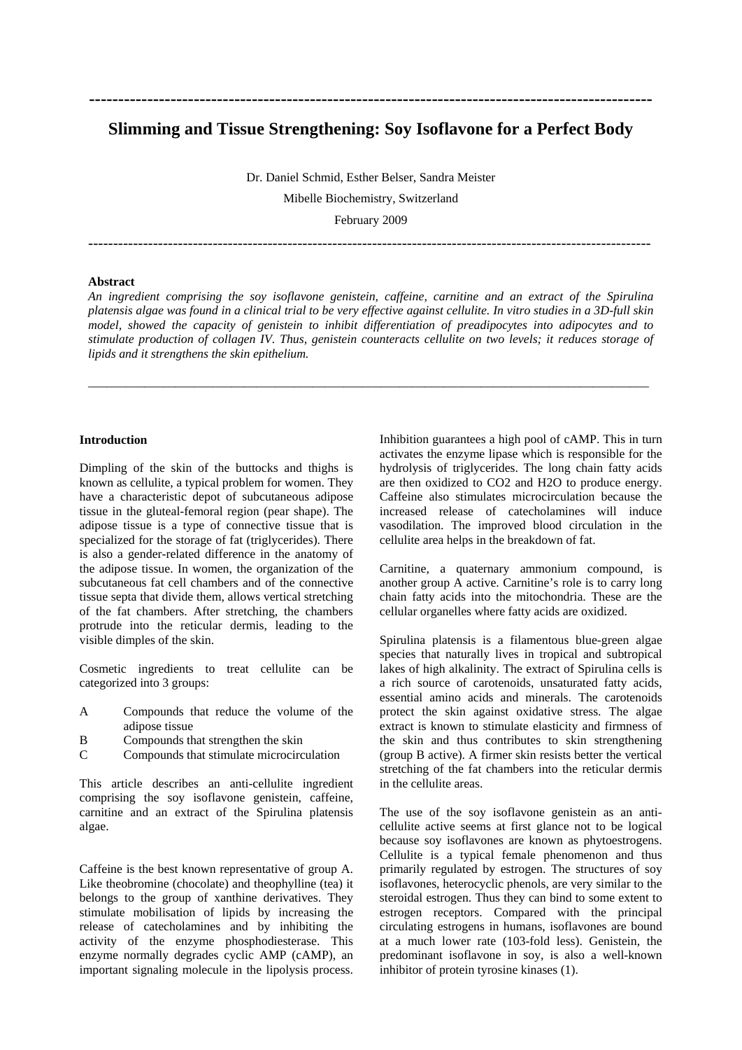# Slimming and Tissue Strengthening: Soy Isoflavone for a Perfect Body

Dr. Daniel Schmid, Esther Belser, Sandra Meister

Mibelle Biochemistry, Switzerland

February 2009

**Abstract**

*An ingredient comprising the soy isoflavone genistein, caffeine, carnitine and an extract of the Spirulina platensis algae was found in a clinical trial to be very effective against cellulite. In vitro studies in a 3D-full skin model, showed the capacity of genistein to inhibit differentiation of preadipocytes into adipocytes and to stimulate production of collagen IV. Thus, genistein counteracts cellulite on two levels; it reduces storage of lipids and it strengthens the skin epithelium.*

## Introduction

Dimpling of the skin of the buttocks and thighs is known as cellulite, a typical problem for women. They have a characteristic depot of subcutaneous adipose tissue in the gluteal-femoral region (pear shape). The adipose tissue is a type of connective tissue that is specialized for the storage of fat (triglycerides). There is also a gender-related difference in the anatomy of the adipose tissue. In women, the organization of the subcutaneous fat cell chambers and of the connective tissue septa that divide them, allows vertical stretching of the fat chambers. After stretching, the chambers protrude into the reticular dermis, leading to the visible dimples of the skin.

Cosmetic ingredients to treat cellulite can be categorized into 3 groups:

- A Compounds that reduce the volume of the adipose tissue
- B Compounds that strengthen the skin
- C Compounds that stimulate microcirculation

This article describes an anti-cellulite ingredient comprising the soy isoflavone genistein, caffeine, carnitine and an extract of the Spirulina platensis algae.

Caffeine is the best known representative of group A. Like theobromine (chocolate) and theophylline (tea) it belongs to the group of xanthine derivatives. They stimulate mobilisation of lipids by increasing the release of catecholamines and by inhibiting the activity of the enzyme phosphodiesterase. This enzyme normally degrades cyclic AMP (cAMP), an important signaling molecule in the lipolysis process. Inhibition guarantees a high pool of cAMP. This in turn activates the enzyme lipase which is responsible for the hydrolysis of triglycerides. The long chain fatty acids are then oxidized to $CO_2$ and $H_2O$ to produce energy. Caffeine also stimulates microcirculation because the increased release of catecholamines will induce vasodilation. The improved blood circulation in the cellulite area helps in the breakdown of fat.

Carnitine, a quaternary ammonium compound, is another group A active. Carnitine's role is to carry long chain fatty acids into the mitochondria. These are the cellular organelles where fatty acids are oxidized.

Spirulina platensis is a filamentous blue-green algae species that naturally lives in tropical and subtropical lakes of high alkalinity. The extract of Spirulina cells is a rich source of carotenoids, unsaturated fatty acids, essential amino acids and minerals. The carotenoids protect the skin against oxidative stress. The algae extract is known to stimulate elasticity and firmness of the skin and thus contributes to skin strengthening (group B active). A firmer skin resists better the vertical stretching of the fat chambers into the reticular dermis in the cellulite areas.

The use of the soy isoflavone genistein as an anti-cellulite active seems at first glance not to be logical because soy isoflavones are known as phytoestrogens. Cellulite is a typical female phenomenon and thus primarily regulated by estrogen. The structures of soy isoflavones, heterocyclic phenols, are very similar to the steroidal estrogen. Thus they can bind to some extent to estrogen receptors. Compared with the principal circulating estrogens in humans, isoflavones are bound at a much lower rate (103-fold less). Genistein, the predominant isoflavone in soy, is also a well-known inhibitor of protein tyrosine kinases (1).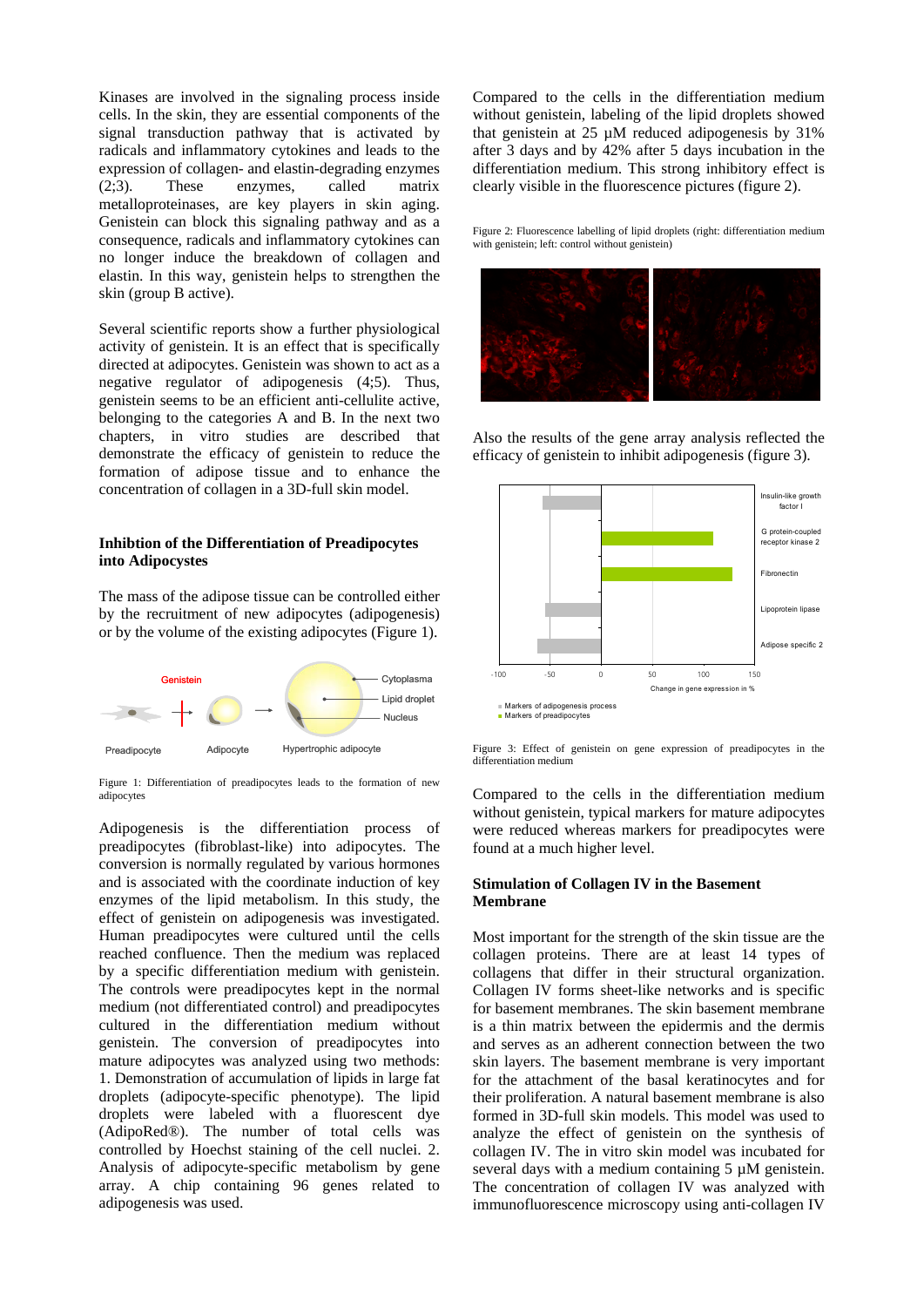Kinases are involved in the signaling process inside cells. In the skin, they are essential components of the signal transduction pathway that is activated by radicals and inflammatory cytokines and leads to the expression of collagen- and elastin-degrading enzymes (2;3). These enzymes, called matrix metalloproteinases, are key players in skin aging. Genistein can block this signaling pathway and as a consequence, radicals and inflammatory cytokines can no longer induce the breakdown of collagen and elastin. In this way, genistein helps to strengthen the skin (group B active).

Several scientific reports show a further physiological activity of genistein. It is an effect that is specifically directed at adipocytes. Genistein was shown to act as a negative regulator of adipogenesis (4;5). Thus, genistein seems to be an efficient anti-cellulite active, belonging to the categories A and B. In the next two chapters, in vitro studies are described that demonstrate the efficacy of genistein to reduce the formation of adipose tissue and to enhance the concentration of collagen in a 3D-full skin model.

## Inhibtion of the Differentiation of Preadipocytes into Adipocystes

The mass of the adipose tissue can be controlled either by the recruitment of new adipocytes (adipogenesis) or by the volume of the existing adipocytes (Figure 1).

Figure 1: Differentiation of preadipocytes leads to the formation of new adipocytes

Adipogenesis is the differentiation process of preadipocytes (fibroblast-like) into adipocytes. The conversion is normally regulated by various hormones and is associated with the coordinate induction of key enzymes of the lipid metabolism. In this study, the effect of genistein on adipogenesis was investigated. Human preadipocytes were cultured until the cells reached confluence. Then the medium was replaced by a specific differentiation medium with genistein. The controls were preadipocytes kept in the normal medium (not differentiated control) and preadipocytes cultured in the differentiation medium without genistein. The conversion of preadipocytes into mature adipocytes was analyzed using two methods: 1. Demonstration of accumulation of lipids in large fat droplets (adipocyte-specific phenotype). The lipid droplets were labeled with a fluorescent dye (AdipoRed®). The number of total cells was controlled by Hoechst staining of the cell nuclei. 2. Analysis of adipocyte-specific metabolism by gene array. A chip containing 96 genes related to adipogenesis was used.

Compared to the cells in the differentiation medium without genistein, labeling of the lipid droplets showed that genistein at 25 µM reduced adipogenesis by 31% after 3 days and by 42% after 5 days incubation in the differentiation medium. This strong inhibitory effect is clearly visible in the fluorescence pictures (figure 2).

Figure 2: Fluorescence labelling of lipid droplets (right: differentiation medium with genistein; left: control without genistein)

Also the results of the gene array analysis reflected the efficacy of genistein to inhibit adipogenesis (figure 3).

Figure 3: Effect of genistein on gene expression of preadipocytes in the differentiation medium

Compared to the cells in the differentiation medium without genistein, typical markers for mature adipocytes were reduced whereas markers for preadipocytes were found at a much higher level.

## Stimulation of Collagen IV in the Basement Membrane

Most important for the strength of the skin tissue are the collagen proteins. There are at least 14 types of collagens that differ in their structural organization. Collagen IV forms sheet-like networks and is specific for basement membranes. The skin basement membrane is a thin matrix between the epidermis and the dermis and serves as an adherent connection between the two skin layers. The basement membrane is very important for the attachment of the basal keratinocytes and for their proliferation. A natural basement membrane is also formed in 3D-full skin models. This model was used to analyze the effect of genistein on the synthesis of collagen IV. The in vitro skin model was incubated for several days with a medium containing 5 µM genistein. The concentration of collagen IV was analyzed with immunofluorescence microscopy using anti-collagen IV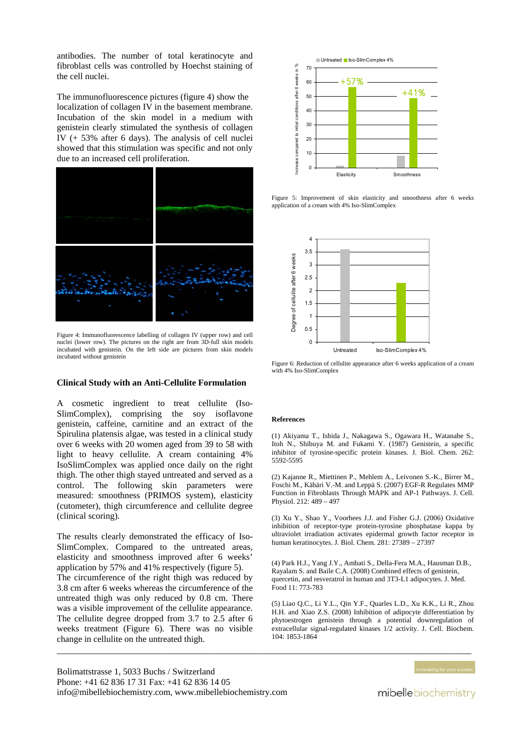antibodies. The number of total keratinocyte and fibroblast cells was controlled by Hoechst staining of the cell nuclei.

The immunofluorescence pictures (figure 4) show the localization of collagen IV in the basement membrane. Incubation of the skin model in a medium with genistein clearly stimulated the synthesis of collagen IV (+ 53% after 6 days). The analysis of cell nuclei showed that this stimulation was specific and not only due to an increased cell proliferation.

Figure 4: Immunofluorescence labelling of collagen IV (upper row) and cell nuclei (lower row). The pictures on the right are from 3D-full skin models incubated with genistein. On the left side are pictures from skin models incubated without genistein

## Clinical Study with an Anti-Cellulite Formulation

A cosmetic ingredient to treat cellulite (Iso-SlimComplex), comprising the soy isoflavone genistein, caffeine, carnitine and an extract of the Spirulina platensis algae, was tested in a clinical study over 6 weeks with 20 women aged from 39 to 58 with light to heavy cellulite. A cream containing 4% IsoSlimComplex was applied once daily on the right thigh. The other thigh stayed untreated and served as a control. The following skin parameters were measured: smoothness (PRIMOS system), elasticity (cutometer), thigh circumference and cellulite degree (clinical scoring).

The results clearly demonstrated the efficacy of Iso-SlimComplex. Compared to the untreated areas, elasticity and smoothness improved after 6 weeks' application by 57% and 41% respectively (figure 5).
The circumference of the right thigh was reduced by 3.8 cm after 6 weeks whereas the circumference of the untreated thigh was only reduced by 0.8 cm. There was a visible improvement of the cellulite appearance. The cellulite degree dropped from 3.7 to 2.5 after 6 weeks treatment (Figure 6). There was no visible change in cellulite on the untreated thigh.

Untreated
Iso-SlimComplex 4%
Increase compared to initial conditions after 6 weeks in %
+57%
+41%
Elasticity
Smoothness

Figure 5: Improvement of skin elasticity and smoothness after 6 weeks application of a cream with 4% Iso-SlimComplex

Degree of cellulite after 6 weeks
Untreated
Iso-SlimComplex 4%

Figure 6: Reduction of cellulite appearance after 6 weeks application of a cream with 4% Iso-SlimComplex

**References**

(1) Akiyama T., Ishida J., Nakagawa S., Ogawara H., Watanabe S., Itoh N., Shibuya M. and Fukami Y. (1987) Genistein, a specific inhibitor of tyrosine-specific protein kinases. J. Biol. Chem. 262: 5592-5595

(2) Kajanne R., Miettinen P., Mehlem A., Leivonen S.-K., Birrer M., Foschi M., Kähäri V.-M. and Leppä S. (2007) EGF-R Regulates MMP Function in Fibroblasts Through MAPK and AP-1 Pathways. J. Cell. Physiol. 212: 489 – 497

(3) Xu Y., Shao Y., Voorhees J.J. and Fisher G.J. (2006) Oxidative inhibition of receptor-type protein-tyrosine phosphatase kappa by ultraviolet irradiation activates epidermal growth factor receptor in human keratinocytes. J. Biol. Chem. 281: 27389 – 27397

(4) Park H.J., Yang J.Y., Ambati S., Della-Fera M.A., Hausman D.B., Rayalam S. and Baile C.A. (2008) Combined effects of genistein, quercetin, and resveratrol in human and 3T3-L1 adipocytes. J. Med. Food 11: 773-783

(5) Liao Q.C., Li Y.L., Qin Y.F., Quarles L.D., Xu K.K., Li R., Zhou H.H. and Xiao Z.S. (2008) Inhibition of adipocyte differentiation by phytoestrogen genistein through a potential downregulation of extracellular signal-regulated kinases 1/2 activity. J. Cell. Biochem. 104: 1853-1864

Bolimattstrasse 1, 5033 Buchs / Switzerland
Phone: +41 62 836 17 31 Fax: +41 62 836 14 05
info@mibellebiochemistry.com, www.mibellebiochemistry.com